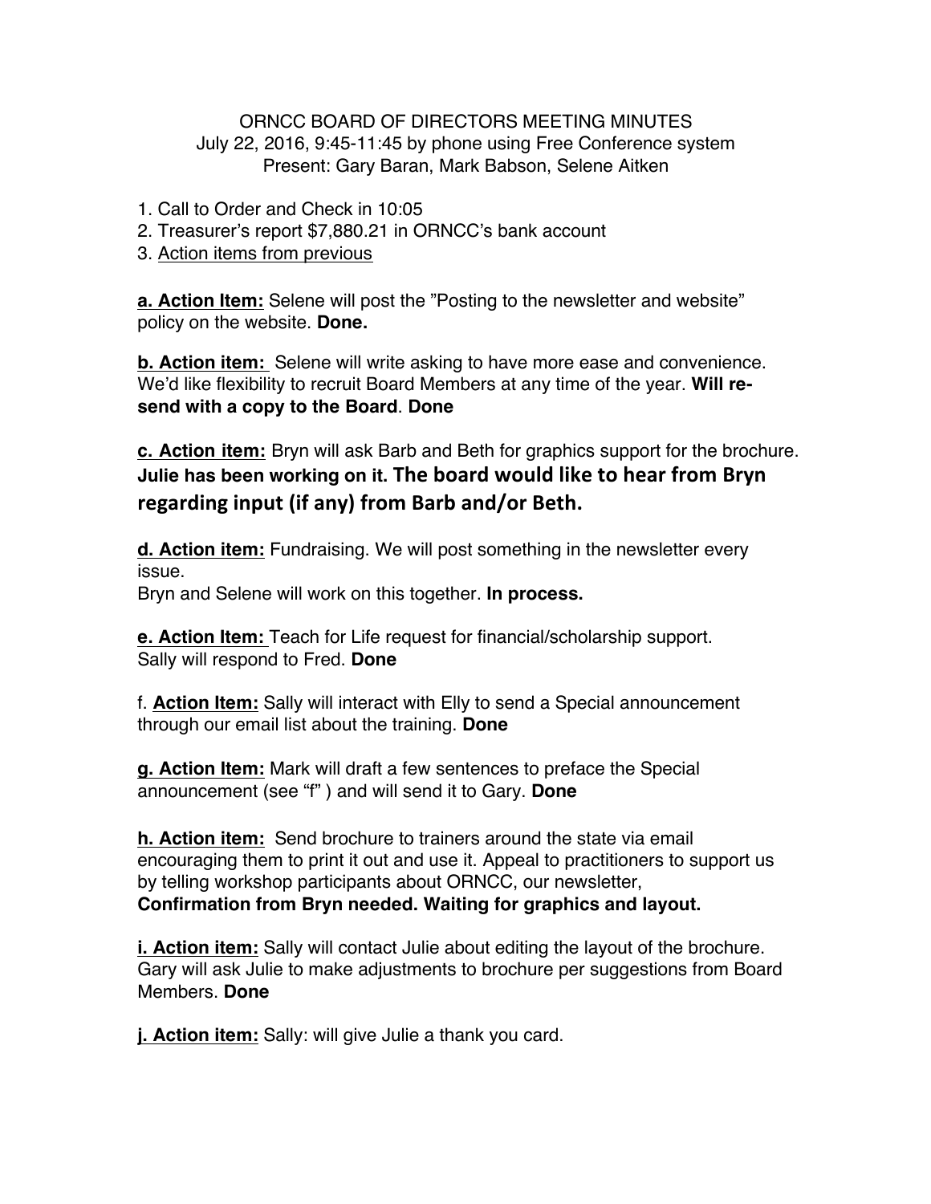ORNCC BOARD OF DIRECTORS MEETING MINUTES
July 22, 2016, 9:45-11:45 by phone using Free Conference system
Present: Gary Baran, Mark Babson, Selene Aitken

1. Call to Order and Check in 10:05
2. Treasurer's report $7,880.21 in ORNCC's bank account
3. Action items from previous

**a. Action Item:** Selene will post the "Posting to the newsletter and website" policy on the website. **Done.**

**b. Action item:** Selene will write asking to have more ease and convenience. We'd like flexibility to recruit Board Members at any time of the year. **Will re-send with a copy to the Board**. **Done**

**c. Action item:** Bryn will ask Barb and Beth for graphics support for the brochure. **Julie has been working on it. The board would like to hear from Bryn regarding input (if any) from Barb and/or Beth.**

**d. Action item:** Fundraising. We will post something in the newsletter every issue.
Bryn and Selene will work on this together. **In process.**

**e. Action Item:** Teach for Life request for financial/scholarship support. Sally will respond to Fred. **Done**

f. **Action Item:** Sally will interact with Elly to send a Special announcement through our email list about the training. **Done**

**g. Action Item:** Mark will draft a few sentences to preface the Special announcement (see "f" ) and will send it to Gary. **Done**

**h. Action item:** Send brochure to trainers around the state via email encouraging them to print it out and use it. Appeal to practitioners to support us by telling workshop participants about ORNCC, our newsletter,
**Confirmation from Bryn needed. Waiting for graphics and layout.**

**i. Action item:** Sally will contact Julie about editing the layout of the brochure. Gary will ask Julie to make adjustments to brochure per suggestions from Board Members. **Done**

**j. Action item:** Sally: will give Julie a thank you card.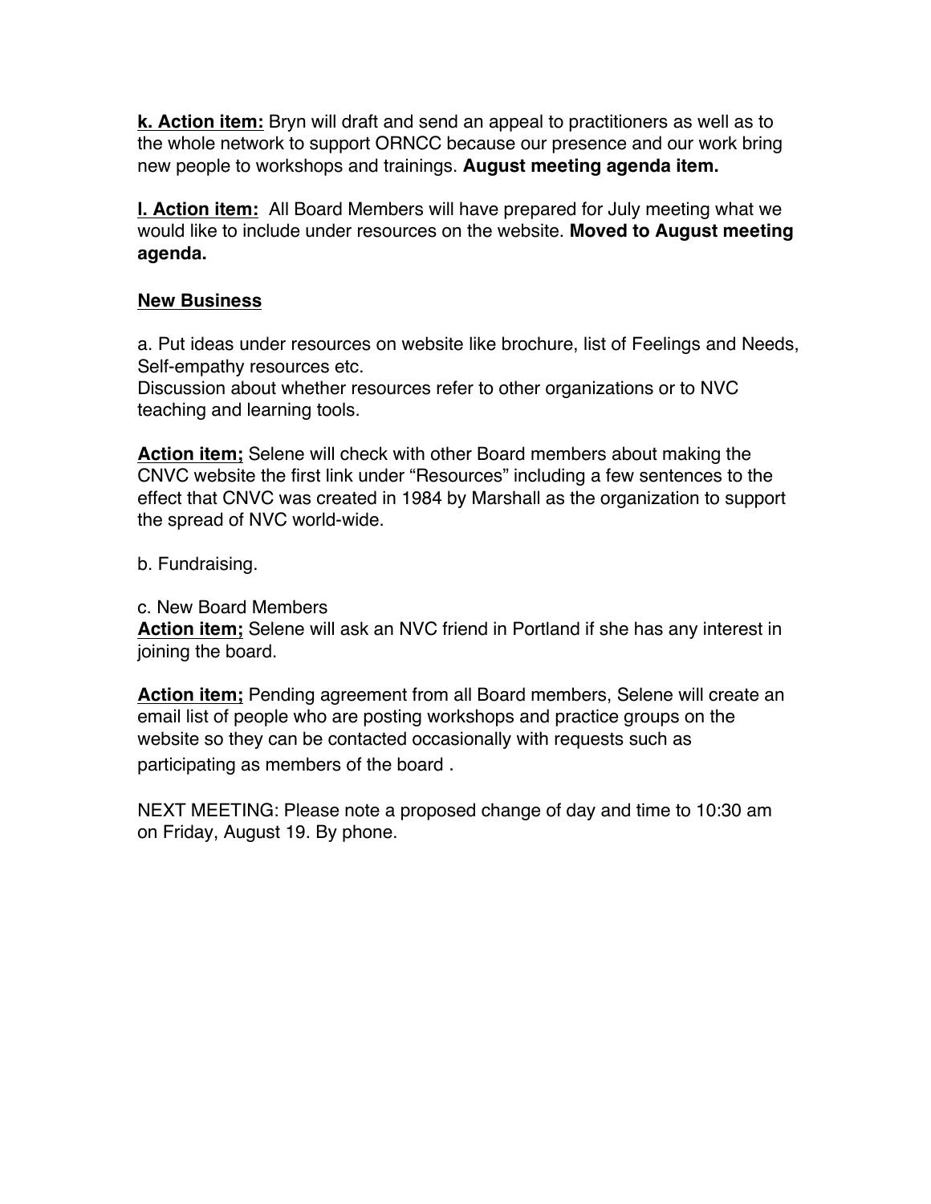**k. Action item:** Bryn will draft and send an appeal to practitioners as well as to the whole network to support ORNCC because our presence and our work bring new people to workshops and trainings. **August meeting agenda item.**

**l. Action item:** All Board Members will have prepared for July meeting what we would like to include under resources on the website. **Moved to August meeting agenda.**

**New Business**

a. Put ideas under resources on website like brochure, list of Feelings and Needs, Self-empathy resources etc.
Discussion about whether resources refer to other organizations or to NVC teaching and learning tools.

**Action item;** Selene will check with other Board members about making the CNVC website the first link under "Resources" including a few sentences to the effect that CNVC was created in 1984 by Marshall as the organization to support the spread of NVC world-wide.

b. Fundraising.

c. New Board Members
**Action item;** Selene will ask an NVC friend in Portland if she has any interest in joining the board.

**Action item;** Pending agreement from all Board members, Selene will create an email list of people who are posting workshops and practice groups on the website so they can be contacted occasionally with requests such as participating as members of the board .

NEXT MEETING: Please note a proposed change of day and time to 10:30 am on Friday, August 19. By phone.